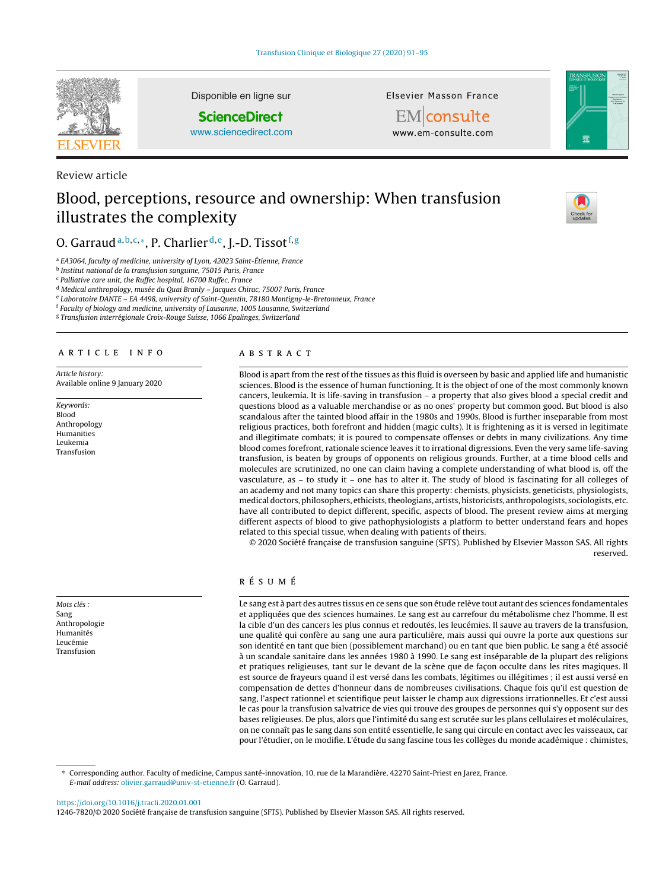Review article

# Blood, perceptions, resource and ownership: When transfusion illustrates the complexity

O. Garraud[a,b,c,*], P. Charlier[d,e], J.-D. Tissot[f,g]

[a] EA3064, faculty of medicine, university of Lyon, 42023 Saint-Étienne, France
[b] Institut national de la transfusion sanguine, 75015 Paris, France
[c] Palliative care unit, the Ruffec hospital, 16700 Ruffec, France
[d] Medical anthropology, musée du Quai Branly – Jacques Chirac, 75007 Paris, France
[e] Laboratoire DANTE – EA 4498, university of Saint-Quentin, 78180 Montigny-le-Bretonneux, France
[f] Faculty of biology and medicine, university of Lausanne, 1005 Lausanne, Switzerland
[g] Transfusion interrégionale Croix-Rouge Suisse, 1066 Epalinges, Switzerland

## ARTICLE INFO

*Article history:*
Available online 9 January 2020

*Keywords:*
Blood
Anthropology
Humanities
Leukemia
Transfusion

## ABSTRACT

Blood is apart from the rest of the tissues as this fluid is overseen by basic and applied life and humanistic sciences. Blood is the essence of human functioning. It is the object of one of the most commonly known cancers, leukemia. It is life-saving in transfusion – a property that also gives blood a special credit and questions blood as a valuable merchandise or as no ones' property but common good. But blood is also scandalous after the tainted blood affair in the 1980s and 1990s. Blood is further inseparable from most religious practices, both forefront and hidden (magic cults). It is frightening as it is versed in legitimate and illegitimate combats; it is poured to compensate offenses or debts in many civilizations. Any time blood comes forefront, rationale science leaves it to irrational digressions. Even the very same life-saving transfusion, is beaten by groups of opponents on religious grounds. Further, at a time blood cells and molecules are scrutinized, no one can claim having a complete understanding of what blood is, off the vasculature, as – to study it – one has to alter it. The study of blood is fascinating for all colleges of an academy and not many topics can share this property: chemists, physicists, geneticists, physiologists, medical doctors, philosophers, ethicists, theologians, artists, historicists, anthropologists, sociologists, etc. have all contributed to depict different, specific, aspects of blood. The present review aims at merging different aspects of blood to give pathophysiologists a platform to better understand fears and hopes related to this special tissue, when dealing with patients of theirs.

© 2020 Société française de transfusion sanguine (SFTS). Published by Elsevier Masson SAS. All rights reserved.

*Mots clés :*
Sang
Anthropologie
Humanités
Leucémie
Transfusion

## RÉSUMÉ

Le sang est à part des autres tissus en ce sens que son étude relève tout autant des sciences fondamentales et appliquées que des sciences humaines. Le sang est au carrefour du métabolisme chez l'homme. Il est la cible d'un des cancers les plus connus et redoutés, les leucémies. Il sauve au travers de la transfusion, une qualité qui confère au sang une aura particulière, mais aussi qui ouvre la porte aux questions sur son identité en tant que bien (possiblement marchand) ou en tant que bien public. Le sang a été associé à un scandale sanitaire dans les années 1980 à 1990. Le sang est inséparable de la plupart des religions et pratiques religieuses, tant sur le devant de la scène que de façon occulte dans les rites magiques. Il est source de frayeurs quand il est versé dans les combats, légitimes ou illégitimes ; il est aussi versé en compensation de dettes d'honneur dans de nombreuses civilisations. Chaque fois qu'il est question de sang, l'aspect rationnel et scientifique peut laisser le champ aux digressions irrationnelles. Et c'est aussi le cas pour la transfusion salvatrice de vies qui trouve des groupes de personnes qui s'y opposent sur des bases religieuses. De plus, alors que l'intimité du sang est scrutée sur les plans cellulaires et moléculaires, on ne connaît pas le sang dans son entité essentielle, le sang qui circule en contact avec les vaisseaux, car pour l'étudier, on le modifie. L'étude du sang fascine tous les collèges du monde académique : chimistes,

* Corresponding author. Faculty of medicine, Campus santé-innovation, 10, rue de la Marandière, 42270 Saint-Priest en Jarez, France.
*E-mail address:* olivier.garraud@univ-st-etienne.fr (O. Garraud).

https://doi.org/10.1016/j.tracli.2020.01.001
1246-7820/© 2020 Société française de transfusion sanguine (SFTS). Published by Elsevier Masson SAS. All rights reserved.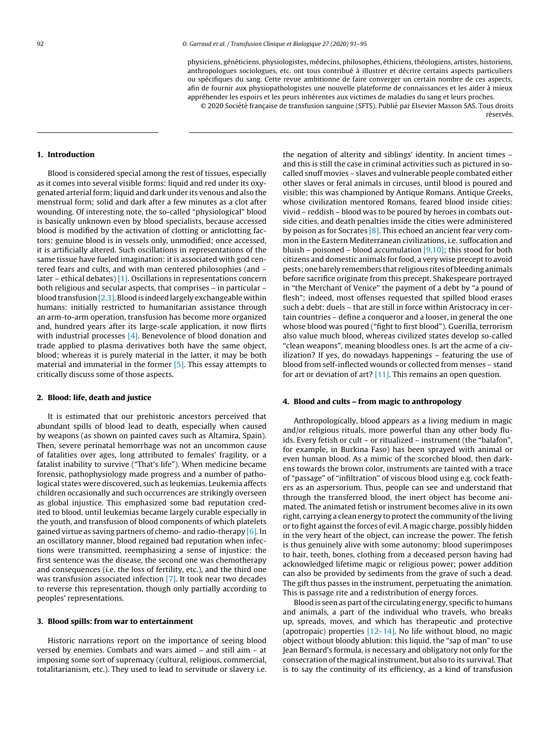physiciens, généticiens, physiologistes, médecins, philosophes, éthiciens, théologiens, artistes, historiens, anthropologues sociologues, etc. ont tous contribué à illustrer et décrire certains aspects particuliers ou spécifiques du sang. Cette revue ambitionne de faire converger un certain nombre de ces aspects, afin de fournir aux physiopathologistes une nouvelle plateforme de connaissances et les aider à mieux appréhender les espoirs et les peurs inhérentes aux victimes de maladies du sang et leurs proches.

© 2020 Société française de transfusion sanguine (SFTS). Publié par Elsevier Masson SAS. Tous droits réservés.

## 1. Introduction

Blood is considered special among the rest of tissues, especially as it comes into several visible forms: liquid and red under its oxygenated arterial form; liquid and dark under its venous and also the menstrual form; solid and dark after a few minutes as a clot after wounding. Of interesting note, the so-called "physiological" blood is basically unknown even by blood specialists, because accessed blood is modified by the activation of clotting or anticlotting factors: genuine blood is in vessels only, unmodified; once accessed, it is artificially altered. Such oscillations in representations of the same tissue have fueled imagination: it is associated with god centered fears and cults, and with man centered philosophies (and – later – ethical debates) [1]. Oscillations in representations concern both religious and secular aspects, that comprises – in particular – blood transfusion [2,3]. Blood is indeed largely exchangeable within humans: initially restricted to humanitarian assistance through an arm-to-arm operation, transfusion has become more organized and, hundred years after its large-scale application, it now flirts with industrial processes [4]. Benevolence of blood donation and trade applied to plasma derivatives both have the same object, blood; whereas it is purely material in the latter, it may be both material and immaterial in the former [5]. This essay attempts to critically discuss some of those aspects.

## 2. Blood: life, death and justice

It is estimated that our prehistoric ancestors perceived that abundant spills of blood lead to death, especially when caused by weapons (as shown on painted caves such as Altamira, Spain). Then, severe perinatal hemorrhage was not an uncommon cause of fatalities over ages, long attributed to females' fragility, or a fatalist inability to survive ("That's life"). When medicine became forensic, pathophysiology made progress and a number of pathological states were discovered, such as leukemias. Leukemia affects children occasionally and such occurrences are strikingly overseen as global injustice. This emphasized some bad reputation credited to blood, until leukemias became largely curable especially in the youth, and transfusion of blood components of which platelets gained virtue as saving partners of chemo- and radio-therapy [6]. In an oscillatory manner, blood regained bad reputation when infections were transmitted, reemphasizing a sense of injustice: the first sentence was the disease, the second one was chemotherapy and consequences (i.e. the loss of fertility, etc.), and the third one was transfusion associated infection [7]. It took near two decades to reverse this representation, though only partially according to peoples' representations.

## 3. Blood spills: from war to entertainment

Historic narrations report on the importance of seeing blood versed by enemies. Combats and wars aimed – and still aim – at imposing some sort of supremacy (cultural, religious, commercial, totalitarianism, etc.). They used to lead to servitude or slavery i.e. the negation of alterity and siblings' identity. In ancient times – and this is still the case in criminal activities such as pictured in so-called snuff movies – slaves and vulnerable people combated either other slaves or feral animals in circuses, until blood is poured and visible; this was championed by Antique Romans. Antique Greeks, whose civilization mentored Romans, feared blood inside cities: vivid – reddish – blood was to be poured by heroes in combats outside cities, and death penalties inside the cities were administered by poison as for Socrates [8]. This echoed an ancient fear very common in the Eastern Mediterranean civilizations, i.e. suffocation and bluish – poisoned – blood accumulation [9,10]; this stood for both citizens and domestic animals for food, a very wise precept to avoid pests; one barely remembers that religious rites of bleeding animals before sacrifice originate from this precept. Shakespeare portrayed in "the Merchant of Venice" the payment of a debt by "a pound of flesh"; indeed, most offenses requested that spilled blood erases such a debt: duels – that are still in force within Aristocracy in certain countries – define a conqueror and a looser, in general the one whose blood was poured ("fight to first blood"). Guerilla, terrorism also value much blood, whereas civilized states develop so-called "clean weapons", meaning bloodless ones. Is art the acme of a civilization? If yes, do nowadays happenings – featuring the use of blood from self-inflected wounds or collected from menses – stand for art or deviation of art? [11]. This remains an open question.

## 4. Blood and cults – from magic to anthropology

Anthropologically, blood appears as a living medium in magic and/or religious rituals, more powerful than any other body fluids. Every fetish or cult – or ritualized – instrument (the "balafon", for example, in Burkina Faso) has been sprayed with animal or even human blood. As a mimic of the scorched blood, then darkens towards the brown color, instruments are tainted with a trace of "passage" of "infiltration" of viscous blood using e.g. cock feathers as an aspersorium. Thus, people can see and understand that through the transferred blood, the inert object has become animated. The animated fetish or instrument becomes alive in its own right, carrying a clean energy to protect the community of the living or to fight against the forces of evil. A magic charge, possibly hidden in the very heart of the object, can increase the power. The fetish is thus genuinely alive with some autonomy: blood superimposes to hair, teeth, bones, clothing from a deceased person having had acknowledged lifetime magic or religious power; power addition can also be provided by sediments from the grave of such a dead. The gift thus passes in the instrument, perpetuating the animation. This is passage rite and a redistribution of energy forces.

Blood is seen as part of the circulating energy, specific to humans and animals, a part of the individual who travels, who breaks up, spreads, moves, and which has therapeutic and protective (apotropaic) properties [12–14]. No life without blood, no magic object without bloody ablution: this liquid, the "sap of man" to use Jean Bernard's formula, is necessary and obligatory not only for the consecration of the magical instrument, but also to its survival. That is to say the continuity of its efficiency, as a kind of transfusion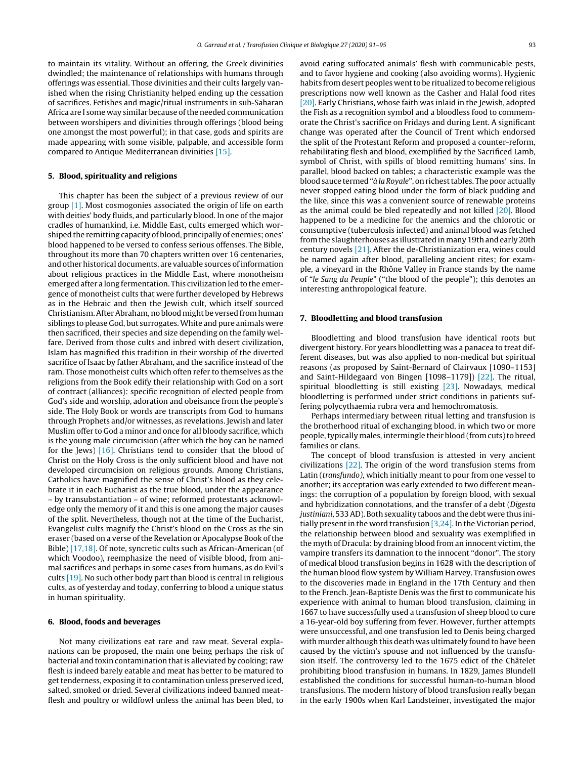to maintain its vitality. Without an offering, the Greek divinities dwindled; the maintenance of relationships with humans through offerings was essential. Those divinities and their cults largely vanished when the rising Christianity helped ending up the cessation of sacrifices. Fetishes and magic/ritual instruments in sub-Saharan Africa are I some way similar because of the needed communication between worshipers and divinities through offerings (blood being one amongst the most powerful); in that case, gods and spirits are made appearing with some visible, palpable, and accessible form compared to Antique Mediterranean divinities [15].

## 5. Blood, spirituality and religions

This chapter has been the subject of a previous review of our group [1]. Most cosmogonies associated the origin of life on earth with deities' body fluids, and particularly blood. In one of the major cradles of humankind, i.e. Middle East, cults emerged which worshiped the remitting capacity of blood, principally of enemies; ones' blood happened to be versed to confess serious offenses. The Bible, throughout its more than 70 chapters written over 16 centenaries, and other historical documents, are valuable sources of information about religious practices in the Middle East, where monotheism emerged after a long fermentation. This civilization led to the emergence of monotheist cults that were further developed by Hebrews as in the Hebraic and then the Jewish cult, which itself sourced Christianism. After Abraham, no blood might be versed from human siblings to please God, but surrogates. White and pure animals were then sacrificed, their species and size depending on the family welfare. Derived from those cults and inbred with desert civilization, Islam has magnified this tradition in their worship of the diverted sacrifice of Isaac by father Abraham, and the sacrifice instead of the ram. Those monotheist cults which often refer to themselves as the religions from the Book edify their relationship with God on a sort of contract (alliances): specific recognition of elected people from God's side and worship, adoration and obeisance from the people's side. The Holy Book or words are transcripts from God to humans through Prophets and/or witnesses, as revelations. Jewish and later Muslim offer to God a minor and once for all bloody sacrifice, which is the young male circumcision (after which the boy can be named for the Jews) [16]. Christians tend to consider that the blood of Christ on the Holy Cross is the only sufficient blood and have not developed circumcision on religious grounds. Among Christians, Catholics have magnified the sense of Christ's blood as they celebrate it in each Eucharist as the true blood, under the appearance – by transubstantiation – of wine; reformed protestants acknowledge only the memory of it and this is one among the major causes of the split. Nevertheless, though not at the time of the Eucharist, Evangelist cults magnify the Christ's blood on the Cross as the sin eraser (based on a verse of the Revelation or Apocalypse Book of the Bible) [17,18]. Of note, syncretic cults such as African-American (of which Voodoo), reemphasize the need of visible blood, from animal sacrifices and perhaps in some cases from humans, as do Evil's cults [19]. No such other body part than blood is central in religious cults, as of yesterday and today, conferring to blood a unique status in human spirituality.

## 6. Blood, foods and beverages

Not many civilizations eat rare and raw meat. Several explanations can be proposed, the main one being perhaps the risk of bacterial and toxin contamination that is alleviated by cooking; raw flesh is indeed barely eatable and meat has better to be matured to get tenderness, exposing it to contamination unless preserved iced, salted, smoked or dried. Several civilizations indeed banned meat-flesh and poultry or wildfowl unless the animal has been bled, to avoid eating suffocated animals' flesh with communicable pests, and to favor hygiene and cooking (also avoiding worms). Hygienic habits from desert peoples went to be ritualized to become religious prescriptions now well known as the Casher and Halal food rites [20]. Early Christians, whose faith was inlaid in the Jewish, adopted the Fish as a recognition symbol and a bloodless food to commemorate the Christ's sacrifice on Fridays and during Lent. A significant change was operated after the Council of Trent which endorsed the split of the Protestant Reform and proposed a counter-reform, rehabilitating flesh and blood, exemplified by the Sacrificed Lamb, symbol of Christ, with spills of blood remitting humans' sins. In parallel, blood backed on tables; a characteristic example was the blood sauce termed "*à la Royale*", on richest tables. The poor actually never stopped eating blood under the form of black pudding and the like, since this was a convenient source of renewable proteins as the animal could be bled repeatedly and not killed [20]. Blood happened to be a medicine for the anemics and the chlorotic or consumptive (tuberculosis infected) and animal blood was fetched from the slaughterhouses as illustrated in many 19th and early 20th century novels [21]. After the de-Christianization era, wines could be named again after blood, paralleling ancient rites; for example, a vineyard in the Rhône Valley in France stands by the name of "*le Sang du Peuple*" ("the blood of the people"); this denotes an interesting anthropological feature.

## 7. Bloodletting and blood transfusion

Bloodletting and blood transfusion have identical roots but divergent history. For years bloodletting was a panacea to treat different diseases, but was also applied to non-medical but spiritual reasons (as proposed by Saint-Bernard of Clairvaux [1090–1153] and Saint-Hildegaard von Bingen [1098–1179]) [22]. The ritual, spiritual bloodletting is still existing [23]. Nowadays, medical bloodletting is performed under strict conditions in patients suffering polycythaemia rubra vera and hemochromatosis.

Perhaps intermediary between ritual letting and transfusion is the brotherhood ritual of exchanging blood, in which two or more people, typically males, intermingle their blood (from cuts) to breed families or clans.

The concept of blood transfusion is attested in very ancient civilizations [22]. The origin of the word transfusion stems from Latin (*transfundo*), which initially meant to pour from one vessel to another; its acceptation was early extended to two different meanings: the corruption of a population by foreign blood, with sexual and hybridization connotations, and the transfer of a debt (*Digesta justiniani*, 533 AD). Both sexuality taboos and the debt were thus initially present in the word transfusion [3,24]. In the Victorian period, the relationship between blood and sexuality was exemplified in the myth of Dracula: by draining blood from an innocent victim, the vampire transfers its damnation to the innocent "donor". The story of medical blood transfusion begins in 1628 with the description of the human blood flow system by William Harvey. Transfusion owes to the discoveries made in England in the 17th Century and then to the French. Jean-Baptiste Denis was the first to communicate his experience with animal to human blood transfusion, claiming in 1667 to have successfully used a transfusion of sheep blood to cure a 16-year-old boy suffering from fever. However, further attempts were unsuccessful, and one transfusion led to Denis being charged with murder although this death was ultimately found to have been caused by the victim's spouse and not influenced by the transfusion itself. The controversy led to the 1675 edict of the Châtelet prohibiting blood transfusion in humans. In 1829, James Blundell established the conditions for successful human-to-human blood transfusions. The modern history of blood transfusion really began in the early 1900s when Karl Landsteiner, investigated the major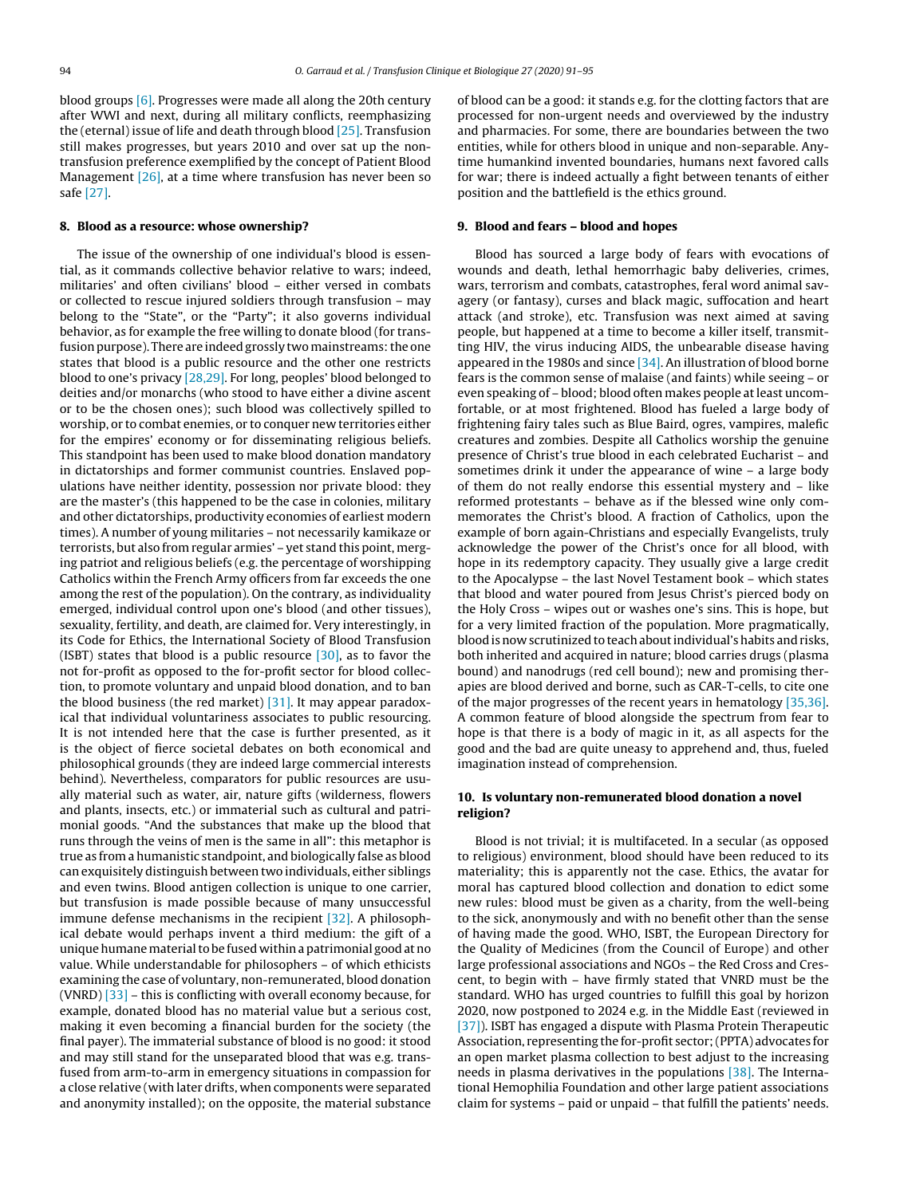blood groups [6]. Progresses were made all along the 20th century after WWI and next, during all military conflicts, reemphasizing the (eternal) issue of life and death through blood [25]. Transfusion still makes progresses, but years 2010 and over sat up the non-transfusion preference exemplified by the concept of Patient Blood Management [26], at a time where transfusion has never been so safe [27].

## 8. Blood as a resource: whose ownership?

The issue of the ownership of one individual's blood is essential, as it commands collective behavior relative to wars; indeed, militaries' and often civilians' blood – either versed in combats or collected to rescue injured soldiers through transfusion – may belong to the "State", or the "Party"; it also governs individual behavior, as for example the free willing to donate blood (for transfusion purpose). There are indeed grossly two mainstreams: the one states that blood is a public resource and the other one restricts blood to one's privacy [28,29]. For long, peoples' blood belonged to deities and/or monarchs (who stood to have either a divine ascent or to be the chosen ones); such blood was collectively spilled to worship, or to combat enemies, or to conquer new territories either for the empires' economy or for disseminating religious beliefs. This standpoint has been used to make blood donation mandatory in dictatorships and former communist countries. Enslaved populations have neither identity, possession nor private blood: they are the master's (this happened to be the case in colonies, military and other dictatorships, productivity economies of earliest modern times). A number of young militaries – not necessarily kamikaze or terrorists, but also from regular armies' – yet stand this point, merging patriot and religious beliefs (e.g. the percentage of worshipping Catholics within the French Army officers from far exceeds the one among the rest of the population). On the contrary, as individuality emerged, individual control upon one's blood (and other tissues), sexuality, fertility, and death, are claimed for. Very interestingly, in its Code for Ethics, the International Society of Blood Transfusion (ISBT) states that blood is a public resource [30], as to favor the not for-profit as opposed to the for-profit sector for blood collection, to promote voluntary and unpaid blood donation, and to ban the blood business (the red market) [31]. It may appear paradoxical that individual voluntariness associates to public resourcing. It is not intended here that the case is further presented, as it is the object of fierce societal debates on both economical and philosophical grounds (they are indeed large commercial interests behind). Nevertheless, comparators for public resources are usually material such as water, air, nature gifts (wilderness, flowers and plants, insects, etc.) or immaterial such as cultural and patrimonial goods. "And the substances that make up the blood that runs through the veins of men is the same in all": this metaphor is true as from a humanistic standpoint, and biologically false as blood can exquisitely distinguish between two individuals, either siblings and even twins. Blood antigen collection is unique to one carrier, but transfusion is made possible because of many unsuccessful immune defense mechanisms in the recipient [32]. A philosophical debate would perhaps invent a third medium: the gift of a unique humane material to be fused within a patrimonial good at no value. While understandable for philosophers – of which ethicists examining the case of voluntary, non-remunerated, blood donation (VNRD) [33] – this is conflicting with overall economy because, for example, donated blood has no material value but a serious cost, making it even becoming a financial burden for the society (the final payer). The immaterial substance of blood is no good: it stood and may still stand for the unseparated blood that was e.g. transfused from arm-to-arm in emergency situations in compassion for a close relative (with later drifts, when components were separated and anonymity installed); on the opposite, the material substance of blood can be a good: it stands e.g. for the clotting factors that are processed for non-urgent needs and overviewed by the industry and pharmacies. For some, there are boundaries between the two entities, while for others blood in unique and non-separable. Anytime humankind invented boundaries, humans next favored calls for war; there is indeed actually a fight between tenants of either position and the battlefield is the ethics ground.

## 9. Blood and fears – blood and hopes

Blood has sourced a large body of fears with evocations of wounds and death, lethal hemorrhagic baby deliveries, crimes, wars, terrorism and combats, catastrophes, feral word animal savagery (or fantasy), curses and black magic, suffocation and heart attack (and stroke), etc. Transfusion was next aimed at saving people, but happened at a time to become a killer itself, transmitting HIV, the virus inducing AIDS, the unbearable disease having appeared in the 1980s and since [34]. An illustration of blood borne fears is the common sense of malaise (and faints) while seeing – or even speaking of – blood; blood often makes people at least uncomfortable, or at most frightened. Blood has fueled a large body of frightening fairy tales such as Blue Baird, ogres, vampires, malefic creatures and zombies. Despite all Catholics worship the genuine presence of Christ's true blood in each celebrated Eucharist – and sometimes drink it under the appearance of wine – a large body of them do not really endorse this essential mystery and – like reformed protestants – behave as if the blessed wine only commemorates the Christ's blood. A fraction of Catholics, upon the example of born again-Christians and especially Evangelists, truly acknowledge the power of the Christ's once for all blood, with hope in its redemptory capacity. They usually give a large credit to the Apocalypse – the last Novel Testament book – which states that blood and water poured from Jesus Christ's pierced body on the Holy Cross – wipes out or washes one's sins. This is hope, but for a very limited fraction of the population. More pragmatically, blood is now scrutinized to teach about individual's habits and risks, both inherited and acquired in nature; blood carries drugs (plasma bound) and nanodrugs (red cell bound); new and promising therapies are blood derived and borne, such as CAR-T-cells, to cite one of the major progresses of the recent years in hematology [35,36]. A common feature of blood alongside the spectrum from fear to hope is that there is a body of magic in it, as all aspects for the good and the bad are quite uneasy to apprehend and, thus, fueled imagination instead of comprehension.

## 10. Is voluntary non-remunerated blood donation a novel religion?

Blood is not trivial; it is multifaceted. In a secular (as opposed to religious) environment, blood should have been reduced to its materiality; this is apparently not the case. Ethics, the avatar for moral has captured blood collection and donation to edict some new rules: blood must be given as a charity, from the well-being to the sick, anonymously and with no benefit other than the sense of having made the good. WHO, ISBT, the European Directory for the Quality of Medicines (from the Council of Europe) and other large professional associations and NGOs – the Red Cross and Crescent, to begin with – have firmly stated that VNRD must be the standard. WHO has urged countries to fulfill this goal by horizon 2020, now postponed to 2024 e.g. in the Middle East (reviewed in [37]). ISBT has engaged a dispute with Plasma Protein Therapeutic Association, representing the for-profit sector; (PPTA) advocates for an open market plasma collection to best adjust to the increasing needs in plasma derivatives in the populations [38]. The International Hemophilia Foundation and other large patient associations claim for systems – paid or unpaid – that fulfill the patients' needs.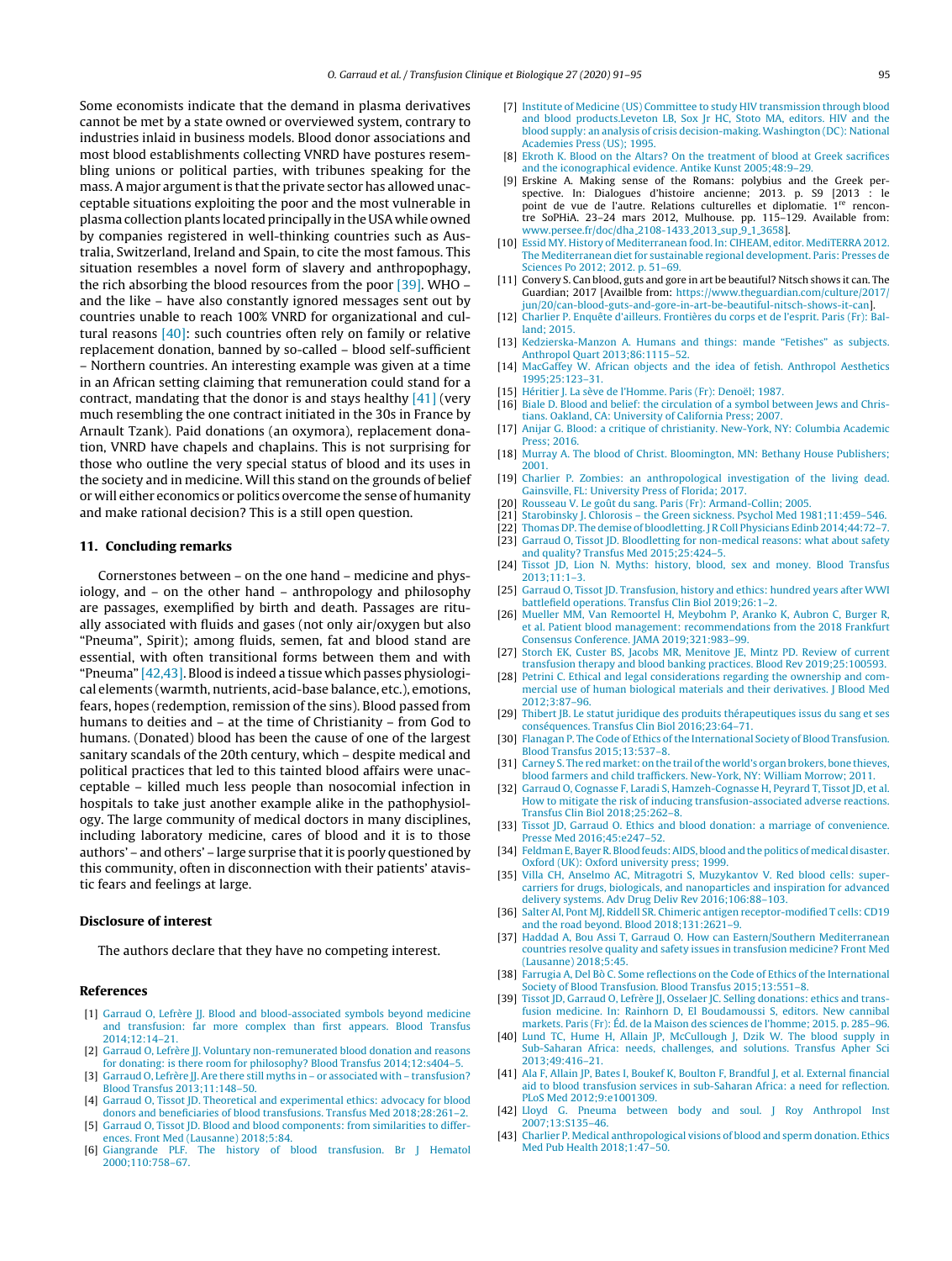Some economists indicate that the demand in plasma derivatives cannot be met by a state owned or overviewed system, contrary to industries inlaid in business models. Blood donor associations and most blood establishments collecting VNRD have postures resembling unions or political parties, with tribunes speaking for the mass. A major argument is that the private sector has allowed unacceptable situations exploiting the poor and the most vulnerable in plasma collection plants located principally in the USA while owned by companies registered in well-thinking countries such as Australia, Switzerland, Ireland and Spain, to cite the most famous. This situation resembles a novel form of slavery and anthropophagy, the rich absorbing the blood resources from the poor [39]. WHO – and the like – have also constantly ignored messages sent out by countries unable to reach 100% VNRD for organizational and cultural reasons [40]: such countries often rely on family or relative replacement donation, banned by so-called – blood self-sufficient – Northern countries. An interesting example was given at a time in an African setting claiming that remuneration could stand for a contract, mandating that the donor is and stays healthy [41] (very much resembling the one contract initiated in the 30s in France by Arnault Tzank). Paid donations (an oxymora), replacement donation, VNRD have chapels and chaplains. This is not surprising for those who outline the very special status of blood and its uses in the society and in medicine. Will this stand on the grounds of belief or will either economics or politics overcome the sense of humanity and make rational decision? This is a still open question.

## 11. Concluding remarks

Cornerstones between – on the one hand – medicine and physiology, and – on the other hand – anthropology and philosophy are passages, exemplified by birth and death. Passages are ritually associated with fluids and gases (not only air/oxygen but also "Pneuma", Spirit); among fluids, semen, fat and blood stand are essential, with often transitional forms between them and with "Pneuma" [42,43]. Blood is indeed a tissue which passes physiological elements (warmth, nutrients, acid-base balance, etc.), emotions, fears, hopes (redemption, remission of the sins). Blood passed from humans to deities and – at the time of Christianity – from God to humans. (Donated) blood has been the cause of one of the largest sanitary scandals of the 20th century, which – despite medical and political practices that led to this tainted blood affairs were unacceptable – killed much less people than nosocomial infection in hospitals to take just another example alike in the pathophysiology. The large community of medical doctors in many disciplines, including laboratory medicine, cares of blood and it is to those authors' – and others' – large surprise that it is poorly questioned by this community, often in disconnection with their patients' atavistic fears and feelings at large.

## Disclosure of interest

The authors declare that they have no competing interest.

## References

[1] Garraud O, Lefrère JJ. Blood and blood-associated symbols beyond medicine and transfusion: far more complex than first appears. Blood Transfus 2014;12:14–21.

[2] Garraud O, Lefrère JJ. Voluntary non-remunerated blood donation and reasons for donating: is there room for philosophy? Blood Transfus 2014;12:s404–5.

[3] Garraud O, Lefrère JJ. Are there still myths in – or associated with – transfusion? Blood Transfus 2013;11:148–50.

[4] Garraud O, Tissot JD. Theoretical and experimental ethics: advocacy for blood donors and beneficiaries of blood transfusions. Transfus Med 2018;28:261–2.

[5] Garraud O, Tissot JD. Blood and blood components: from similarities to differences. Front Med (Lausanne) 2018;5:84.

[6] Giangrande PLF. The history of blood transfusion. Br J Hematol 2000;110:758–67.

[7] Institute of Medicine (US) Committee to study HIV transmission through blood and blood products.Leveton LB, Sox Jr HC, Stoto MA, editors. HIV and the blood supply: an analysis of crisis decision-making. Washington (DC): National Academies Press (US); 1995.

[8] Ekroth K. Blood on the Altars? On the treatment of blood at Greek sacrifices and the iconographical evidence. Antike Kunst 2005;48:9–29.

[9] Erskine A. Making sense of the Romans: polybius and the Greek perspective. In: Dialogues d'histoire ancienne; 2013. p. S9 [2013 : le point de vue de l'autre. Relations culturelles et diplomatie. 1re rencontre SoPHiA. 23–24 mars 2012, Mulhouse. pp. 115–129. Available from: www.persee.fr/doc/dha_2108-1433_2013_sup_9_1_3658].

[10] Essid MY. History of Mediterranean food. In: CIHEAM, editor. MediTERRA 2012. The Mediterranean diet for sustainable regional development. Paris: Presses de Sciences Po 2012; 2012. p. 51–69.

[11] Convery S. Can blood, guts and gore in art be beautiful? Nitsch shows it can. The Guardian; 2017 [Availble from: https://www.theguardian.com/culture/2017/jun/20/can-blood-guts-and-gore-in-art-be-beautiful-nitsch-shows-it-can].

[12] Charlier P. Enquête d'ailleurs. Frontières du corps et de l'esprit. Paris (Fr): Balland; 2015.

[13] Kedzierska-Manzon A. Humans and things: mande "Fetishes" as subjects. Anthropol Quart 2013;86:1115–52.

[14] MacGaffey W. African objects and the idea of fetish. Anthropol Aesthetics 1995;25:123–31.

[15] Héritier J. La sève de l'Homme. Paris (Fr): Denoël; 1987.

[16] Biale D. Blood and belief: the circulation of a symbol between Jews and Christians. Oakland, CA: University of California Press; 2007.

[17] Anijar G. Blood: a critique of christianity. New-York, NY: Columbia Academic Press; 2016.

[18] Murray A. The blood of Christ. Bloomington, MN: Bethany House Publishers; 2001.

[19] Charlier P. Zombies: an anthropological investigation of the living dead. Gainsville, FL: University Press of Florida; 2017.

[20] Rousseau V. Le goût du sang. Paris (Fr): Armand-Collin; 2005.

[21] Starobinsky J. Chlorosis – the Green sickness. Psychol Med 1981;11:459–546.

[22] Thomas DP. The demise of bloodletting. J R Coll Physicians Edinb 2014;44:72–7.

[23] Garraud O, Tissot JD. Bloodletting for non-medical reasons: what about safety and quality? Transfus Med 2015;25:424–5.

[24] Tissot JD, Lion N. Myths: history, blood, sex and money. Blood Transfus 2013;11:1–3.

[25] Garraud O, Tissot JD. Transfusion, history and ethics: hundred years after WWI battlefield operations. Transfus Clin Biol 2019;26:1–2.

[26] Mueller MM, Van Remoortel H, Meybohm P, Aranko K, Aubron C, Burger R, et al. Patient blood management: recommendations from the 2018 Frankfurt Consensus Conference. JAMA 2019;321:983–99.

[27] Storch EK, Custer BS, Jacobs MR, Menitove JE, Mintz PD. Review of current transfusion therapy and blood banking practices. Blood Rev 2019;25:100593.

[28] Petrini C. Ethical and legal considerations regarding the ownership and commercial use of human biological materials and their derivatives. J Blood Med 2012;3:87–96.

[29] Thibert JB. Le statut juridique des produits thérapeutiques issus du sang et ses conséquences. Transfus Clin Biol 2016;23:64–71.

[30] Flanagan P. The Code of Ethics of the International Society of Blood Transfusion. Blood Transfus 2015;13:537–8.

[31] Carney S. The red market: on the trail of the world's organ brokers, bone thieves, blood farmers and child traffickers. New-York, NY: William Morrow; 2011.

[32] Garraud O, Cognasse F, Laradi S, Hamzeh-Cognasse H, Peyrard T, Tissot JD, et al. How to mitigate the risk of inducing transfusion-associated adverse reactions. Transfus Clin Biol 2018;25:262–8.

[33] Tissot JD, Garraud O. Ethics and blood donation: a marriage of convenience. Presse Med 2016;45:e247–52.

[34] Feldman E, Bayer R. Blood feuds: AIDS, blood and the politics of medical disaster. Oxford (UK): Oxford university press; 1999.

[35] Villa CH, Anselmo AC, Mitragotri S, Muzykantov V. Red blood cells: supercarriers for drugs, biologicals, and nanoparticles and inspiration for advanced delivery systems. Adv Drug Deliv Rev 2016;106:88–103.

[36] Salter AI, Pont MJ, Riddell SR. Chimeric antigen receptor-modified T cells: CD19 and the road beyond. Blood 2018;131:2621–9.

[37] Haddad A, Bou Assi T, Garraud O. How can Eastern/Southern Mediterranean countries resolve quality and safety issues in transfusion medicine? Front Med (Lausanne) 2018;5:45.

[38] Farrugia A, Del Bò C. Some reflections on the Code of Ethics of the International Society of Blood Transfusion. Blood Transfus 2015;13:551–8.

[39] Tissot JD, Garraud O, Lefrère JJ, Osselaer JC. Selling donations: ethics and transfusion medicine. In: Rainhorn D, El Boudamoussi S, editors. New cannibal markets. Paris (Fr): Éd. de la Maison des sciences de l'homme; 2015. p. 285–96.

[40] Lund TC, Hume H, Allain JP, McCullough J, Dzik W. The blood supply in Sub-Saharan Africa: needs, challenges, and solutions. Transfus Apher Sci 2013;49:416–21.

[41] Ala F, Allain JP, Bates I, Boukef K, Boulton F, Brandful J, et al. External financial aid to blood transfusion services in sub-Saharan Africa: a need for reflection. PLoS Med 2012;9:e1001309.

[42] Lloyd G. Pneuma between body and soul. J Roy Anthropol Inst 2007;13:S135–46.

[43] Charlier P. Medical anthropological visions of blood and sperm donation. Ethics Med Pub Health 2018;1:47–50.